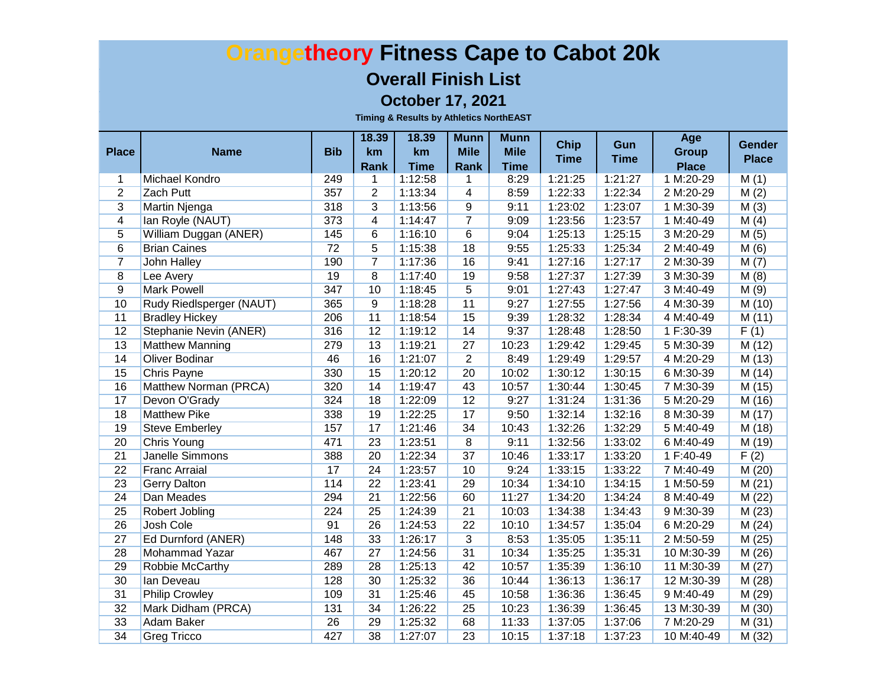# Orangetheory Fitness Cape to Cabot 20k

## Overall Finish List

### October 17, 2021

**Timing & Results by Athletics NorthEAST**

| Place | Name | Bib | 18.39 km Rank | 18.39 km Time | Munn Mile Rank | Munn Mile Time | Chip Time | Gun Time | Age Group Place | Gender Place |
|---|---|---|---|---|---|---|---|---|---|---|
| 1 | Michael Kondro | 249 | 1 | 1:12:58 | 1 | 8:29 | 1:21:25 | 1:21:27 | 1 M:20-29 | M (1) |
| 2 | Zach Putt | 357 | 2 | 1:13:34 | 4 | 8:59 | 1:22:33 | 1:22:34 | 2 M:20-29 | M (2) |
| 3 | Martin Njenga | 318 | 3 | 1:13:56 | 9 | 9:11 | 1:23:02 | 1:23:07 | 1 M:30-39 | M (3) |
| 4 | Ian Royle (NAUT) | 373 | 4 | 1:14:47 | 7 | 9:09 | 1:23:56 | 1:23:57 | 1 M:40-49 | M (4) |
| 5 | William Duggan (ANER) | 145 | 6 | 1:16:10 | 6 | 9:04 | 1:25:13 | 1:25:15 | 3 M:20-29 | M (5) |
| 6 | Brian Caines | 72 | 5 | 1:15:38 | 18 | 9:55 | 1:25:33 | 1:25:34 | 2 M:40-49 | M (6) |
| 7 | John Halley | 190 | 7 | 1:17:36 | 16 | 9:41 | 1:27:16 | 1:27:17 | 2 M:30-39 | M (7) |
| 8 | Lee Avery | 19 | 8 | 1:17:40 | 19 | 9:58 | 1:27:37 | 1:27:39 | 3 M:30-39 | M (8) |
| 9 | Mark Powell | 347 | 10 | 1:18:45 | 5 | 9:01 | 1:27:43 | 1:27:47 | 3 M:40-49 | M (9) |
| 10 | Rudy Riedlsperger (NAUT) | 365 | 9 | 1:18:28 | 11 | 9:27 | 1:27:55 | 1:27:56 | 4 M:30-39 | M (10) |
| 11 | Bradley Hickey | 206 | 11 | 1:18:54 | 15 | 9:39 | 1:28:32 | 1:28:34 | 4 M:40-49 | M (11) |
| 12 | Stephanie Nevin (ANER) | 316 | 12 | 1:19:12 | 14 | 9:37 | 1:28:48 | 1:28:50 | 1 F:30-39 | F (1) |
| 13 | Matthew Manning | 279 | 13 | 1:19:21 | 27 | 10:23 | 1:29:42 | 1:29:45 | 5 M:30-39 | M (12) |
| 14 | Oliver Bodinar | 46 | 16 | 1:21:07 | 2 | 8:49 | 1:29:49 | 1:29:57 | 4 M:20-29 | M (13) |
| 15 | Chris Payne | 330 | 15 | 1:20:12 | 20 | 10:02 | 1:30:12 | 1:30:15 | 6 M:30-39 | M (14) |
| 16 | Matthew Norman (PRCA) | 320 | 14 | 1:19:47 | 43 | 10:57 | 1:30:44 | 1:30:45 | 7 M:30-39 | M (15) |
| 17 | Devon O'Grady | 324 | 18 | 1:22:09 | 12 | 9:27 | 1:31:24 | 1:31:36 | 5 M:20-29 | M (16) |
| 18 | Matthew Pike | 338 | 19 | 1:22:25 | 17 | 9:50 | 1:32:14 | 1:32:16 | 8 M:30-39 | M (17) |
| 19 | Steve Emberley | 157 | 17 | 1:21:46 | 34 | 10:43 | 1:32:26 | 1:32:29 | 5 M:40-49 | M (18) |
| 20 | Chris Young | 471 | 23 | 1:23:51 | 8 | 9:11 | 1:32:56 | 1:33:02 | 6 M:40-49 | M (19) |
| 21 | Janelle Simmons | 388 | 20 | 1:22:34 | 37 | 10:46 | 1:33:17 | 1:33:20 | 1 F:40-49 | F (2) |
| 22 | Franc Arraial | 17 | 24 | 1:23:57 | 10 | 9:24 | 1:33:15 | 1:33:22 | 7 M:40-49 | M (20) |
| 23 | Gerry Dalton | 114 | 22 | 1:23:41 | 29 | 10:34 | 1:34:10 | 1:34:15 | 1 M:50-59 | M (21) |
| 24 | Dan Meades | 294 | 21 | 1:22:56 | 60 | 11:27 | 1:34:20 | 1:34:24 | 8 M:40-49 | M (22) |
| 25 | Robert Jobling | 224 | 25 | 1:24:39 | 21 | 10:03 | 1:34:38 | 1:34:43 | 9 M:30-39 | M (23) |
| 26 | Josh Cole | 91 | 26 | 1:24:53 | 22 | 10:10 | 1:34:57 | 1:35:04 | 6 M:20-29 | M (24) |
| 27 | Ed Durnford (ANER) | 148 | 33 | 1:26:17 | 3 | 8:53 | 1:35:05 | 1:35:11 | 2 M:50-59 | M (25) |
| 28 | Mohammad Yazar | 467 | 27 | 1:24:56 | 31 | 10:34 | 1:35:25 | 1:35:31 | 10 M:30-39 | M (26) |
| 29 | Robbie McCarthy | 289 | 28 | 1:25:13 | 42 | 10:57 | 1:35:39 | 1:36:10 | 11 M:30-39 | M (27) |
| 30 | Ian Deveau | 128 | 30 | 1:25:32 | 36 | 10:44 | 1:36:13 | 1:36:17 | 12 M:30-39 | M (28) |
| 31 | Philip Crowley | 109 | 31 | 1:25:46 | 45 | 10:58 | 1:36:36 | 1:36:45 | 9 M:40-49 | M (29) |
| 32 | Mark Didham (PRCA) | 131 | 34 | 1:26:22 | 25 | 10:23 | 1:36:39 | 1:36:45 | 13 M:30-39 | M (30) |
| 33 | Adam Baker | 26 | 29 | 1:25:32 | 68 | 11:33 | 1:37:05 | 1:37:06 | 7 M:20-29 | M (31) |
| 34 | Greg Tricco | 427 | 38 | 1:27:07 | 23 | 10:15 | 1:37:18 | 1:37:23 | 10 M:40-49 | M (32) |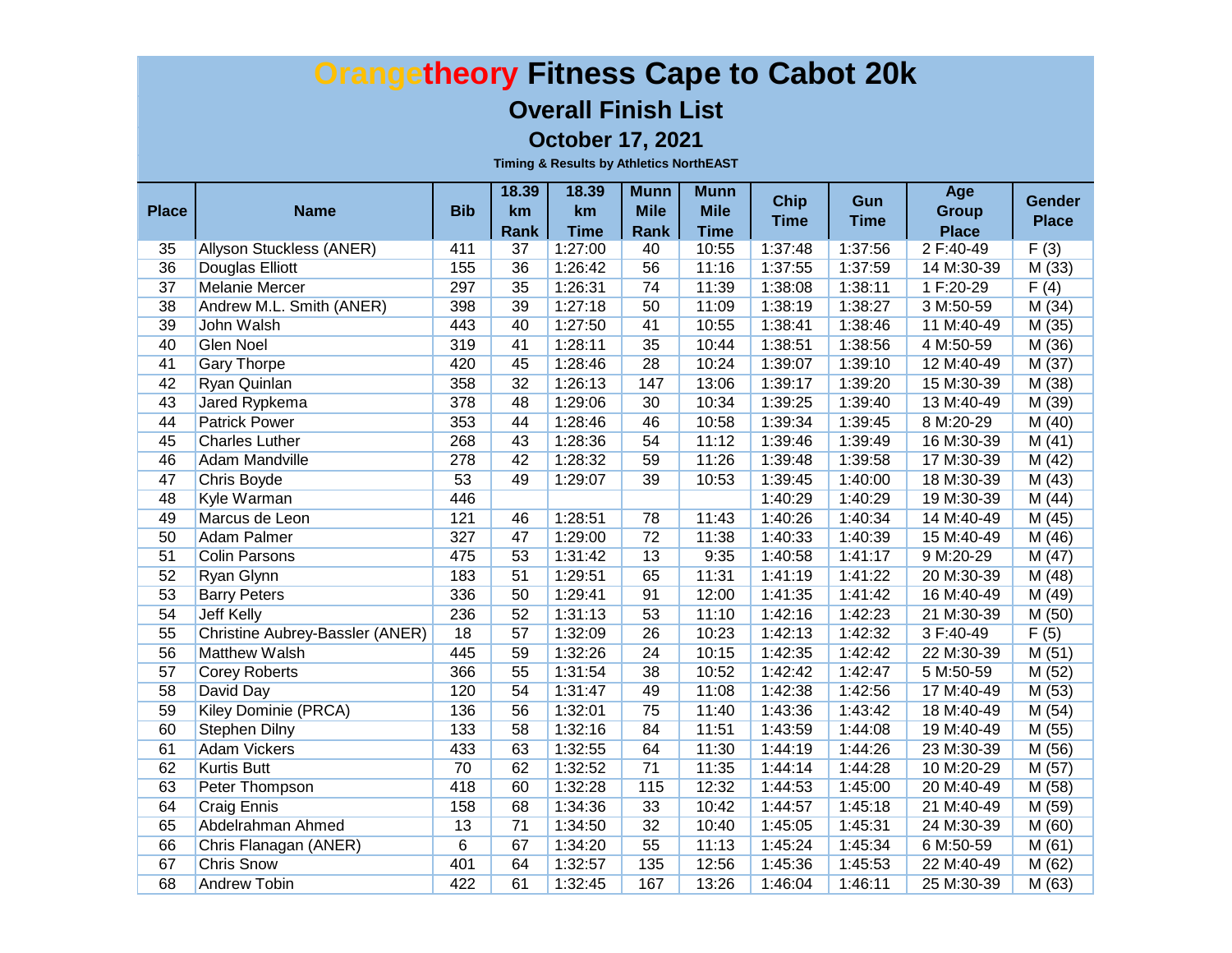# Orangetheory Fitness Cape to Cabot 20k

## Overall Finish List

### October 17, 2021

**Timing & Results by Athletics NorthEAST**

| Place | Name | Bib | 18.39 km Rank | 18.39 km Time | Munn Mile Rank | Munn Mile Time | Chip Time | Gun Time | Age Group Place | Gender Place |
|---|---|---|---|---|---|---|---|---|---|---|
| 35 | Allyson Stuckless (ANER) | 411 | 37 | 1:27:00 | 40 | 10:55 | 1:37:48 | 1:37:56 | 2 F:40-49 | F (3) |
| 36 | Douglas Elliott | 155 | 36 | 1:26:42 | 56 | 11:16 | 1:37:55 | 1:37:59 | 14 M:30-39 | M (33) |
| 37 | Melanie Mercer | 297 | 35 | 1:26:31 | 74 | 11:39 | 1:38:08 | 1:38:11 | 1 F:20-29 | F (4) |
| 38 | Andrew M.L. Smith (ANER) | 398 | 39 | 1:27:18 | 50 | 11:09 | 1:38:19 | 1:38:27 | 3 M:50-59 | M (34) |
| 39 | John Walsh | 443 | 40 | 1:27:50 | 41 | 10:55 | 1:38:41 | 1:38:46 | 11 M:40-49 | M (35) |
| 40 | Glen Noel | 319 | 41 | 1:28:11 | 35 | 10:44 | 1:38:51 | 1:38:56 | 4 M:50-59 | M (36) |
| 41 | Gary Thorpe | 420 | 45 | 1:28:46 | 28 | 10:24 | 1:39:07 | 1:39:10 | 12 M:40-49 | M (37) |
| 42 | Ryan Quinlan | 358 | 32 | 1:26:13 | 147 | 13:06 | 1:39:17 | 1:39:20 | 15 M:30-39 | M (38) |
| 43 | Jared Rypkema | 378 | 48 | 1:29:06 | 30 | 10:34 | 1:39:25 | 1:39:40 | 13 M:40-49 | M (39) |
| 44 | Patrick Power | 353 | 44 | 1:28:46 | 46 | 10:58 | 1:39:34 | 1:39:45 | 8 M:20-29 | M (40) |
| 45 | Charles Luther | 268 | 43 | 1:28:36 | 54 | 11:12 | 1:39:46 | 1:39:49 | 16 M:30-39 | M (41) |
| 46 | Adam Mandville | 278 | 42 | 1:28:32 | 59 | 11:26 | 1:39:48 | 1:39:58 | 17 M:30-39 | M (42) |
| 47 | Chris Boyde | 53 | 49 | 1:29:07 | 39 | 10:53 | 1:39:45 | 1:40:00 | 18 M:30-39 | M (43) |
| 48 | Kyle Warman | 446 | | | | | 1:40:29 | 1:40:29 | 19 M:30-39 | M (44) |
| 49 | Marcus de Leon | 121 | 46 | 1:28:51 | 78 | 11:43 | 1:40:26 | 1:40:34 | 14 M:40-49 | M (45) |
| 50 | Adam Palmer | 327 | 47 | 1:29:00 | 72 | 11:38 | 1:40:33 | 1:40:39 | 15 M:40-49 | M (46) |
| 51 | Colin Parsons | 475 | 53 | 1:31:42 | 13 | 9:35 | 1:40:58 | 1:41:17 | 9 M:20-29 | M (47) |
| 52 | Ryan Glynn | 183 | 51 | 1:29:51 | 65 | 11:31 | 1:41:19 | 1:41:22 | 20 M:30-39 | M (48) |
| 53 | Barry Peters | 336 | 50 | 1:29:41 | 91 | 12:00 | 1:41:35 | 1:41:42 | 16 M:40-49 | M (49) |
| 54 | Jeff Kelly | 236 | 52 | 1:31:13 | 53 | 11:10 | 1:42:16 | 1:42:23 | 21 M:30-39 | M (50) |
| 55 | Christine Aubrey-Bassler (ANER) | 18 | 57 | 1:32:09 | 26 | 10:23 | 1:42:13 | 1:42:32 | 3 F:40-49 | F (5) |
| 56 | Matthew Walsh | 445 | 59 | 1:32:26 | 24 | 10:15 | 1:42:35 | 1:42:42 | 22 M:30-39 | M (51) |
| 57 | Corey Roberts | 366 | 55 | 1:31:54 | 38 | 10:52 | 1:42:42 | 1:42:47 | 5 M:50-59 | M (52) |
| 58 | David Day | 120 | 54 | 1:31:47 | 49 | 11:08 | 1:42:38 | 1:42:56 | 17 M:40-49 | M (53) |
| 59 | Kiley Dominie (PRCA) | 136 | 56 | 1:32:01 | 75 | 11:40 | 1:43:36 | 1:43:42 | 18 M:40-49 | M (54) |
| 60 | Stephen Dilny | 133 | 58 | 1:32:16 | 84 | 11:51 | 1:43:59 | 1:44:08 | 19 M:40-49 | M (55) |
| 61 | Adam Vickers | 433 | 63 | 1:32:55 | 64 | 11:30 | 1:44:19 | 1:44:26 | 23 M:30-39 | M (56) |
| 62 | Kurtis Butt | 70 | 62 | 1:32:52 | 71 | 11:35 | 1:44:14 | 1:44:28 | 10 M:20-29 | M (57) |
| 63 | Peter Thompson | 418 | 60 | 1:32:28 | 115 | 12:32 | 1:44:53 | 1:45:00 | 20 M:40-49 | M (58) |
| 64 | Craig Ennis | 158 | 68 | 1:34:36 | 33 | 10:42 | 1:44:57 | 1:45:18 | 21 M:40-49 | M (59) |
| 65 | Abdelrahman Ahmed | 13 | 71 | 1:34:50 | 32 | 10:40 | 1:45:05 | 1:45:31 | 24 M:30-39 | M (60) |
| 66 | Chris Flanagan (ANER) | 6 | 67 | 1:34:20 | 55 | 11:13 | 1:45:24 | 1:45:34 | 6 M:50-59 | M (61) |
| 67 | Chris Snow | 401 | 64 | 1:32:57 | 135 | 12:56 | 1:45:36 | 1:45:53 | 22 M:40-49 | M (62) |
| 68 | Andrew Tobin | 422 | 61 | 1:32:45 | 167 | 13:26 | 1:46:04 | 1:46:11 | 25 M:30-39 | M (63) |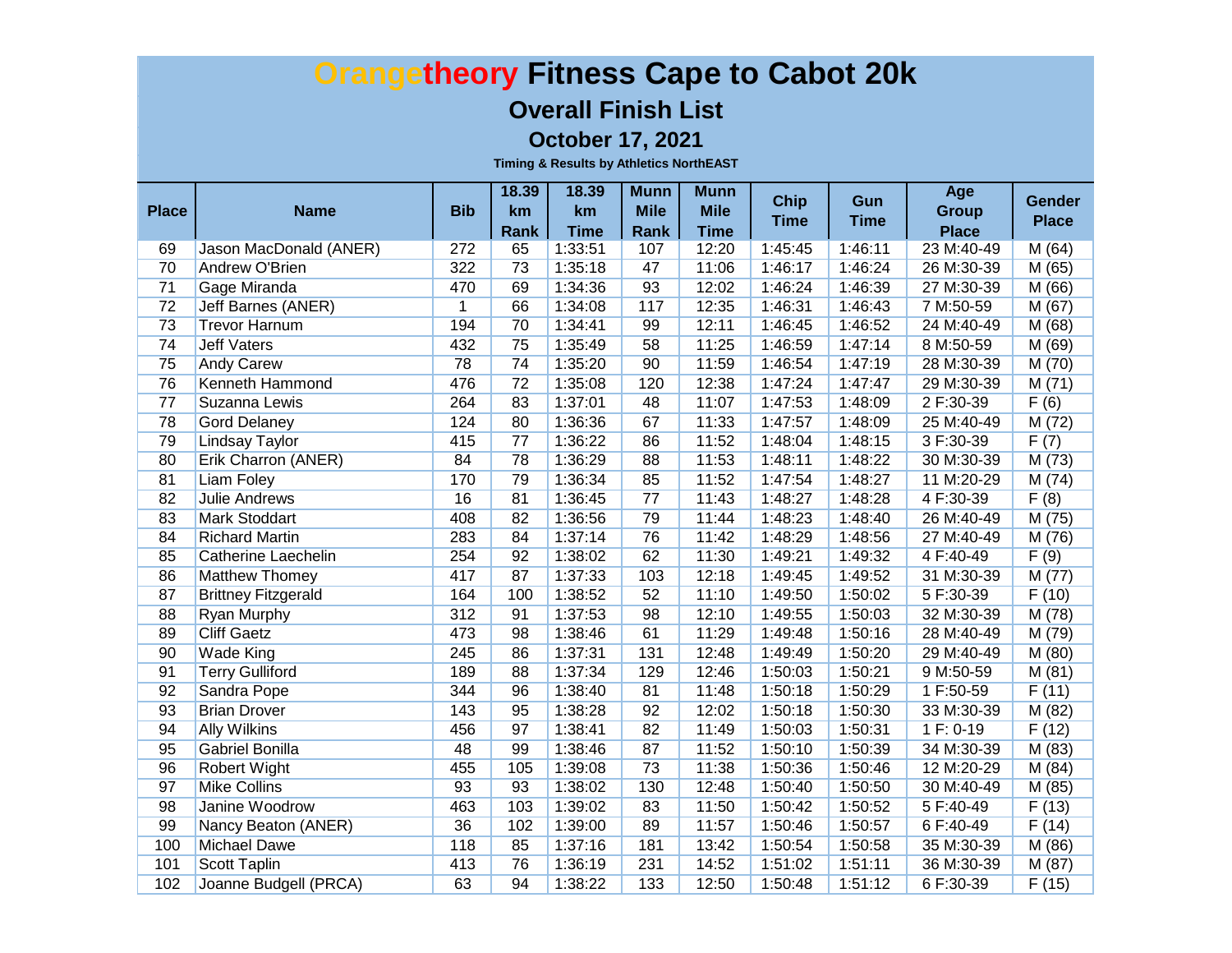# Orangetheory Fitness Cape to Cabot 20k

## Overall Finish List

### October 17, 2021

**Timing & Results by Athletics NorthEAST**

| Place | Name | Bib | 18.39 km Rank | 18.39 km Time | Munn Mile Rank | Munn Mile Time | Chip Time | Gun Time | Age Group Place | Gender Place |
|---|---|---|---|---|---|---|---|---|---|---|
| 69 | Jason MacDonald (ANER) | 272 | 65 | 1:33:51 | 107 | 12:20 | 1:45:45 | 1:46:11 | 23 M:40-49 | M (64) |
| 70 | Andrew O'Brien | 322 | 73 | 1:35:18 | 47 | 11:06 | 1:46:17 | 1:46:24 | 26 M:30-39 | M (65) |
| 71 | Gage Miranda | 470 | 69 | 1:34:36 | 93 | 12:02 | 1:46:24 | 1:46:39 | 27 M:30-39 | M (66) |
| 72 | Jeff Barnes (ANER) | 1 | 66 | 1:34:08 | 117 | 12:35 | 1:46:31 | 1:46:43 | 7 M:50-59 | M (67) |
| 73 | Trevor Harnum | 194 | 70 | 1:34:41 | 99 | 12:11 | 1:46:45 | 1:46:52 | 24 M:40-49 | M (68) |
| 74 | Jeff Vaters | 432 | 75 | 1:35:49 | 58 | 11:25 | 1:46:59 | 1:47:14 | 8 M:50-59 | M (69) |
| 75 | Andy Carew | 78 | 74 | 1:35:20 | 90 | 11:59 | 1:46:54 | 1:47:19 | 28 M:30-39 | M (70) |
| 76 | Kenneth Hammond | 476 | 72 | 1:35:08 | 120 | 12:38 | 1:47:24 | 1:47:47 | 29 M:30-39 | M (71) |
| 77 | Suzanna Lewis | 264 | 83 | 1:37:01 | 48 | 11:07 | 1:47:53 | 1:48:09 | 2 F:30-39 | F (6) |
| 78 | Gord Delaney | 124 | 80 | 1:36:36 | 67 | 11:33 | 1:47:57 | 1:48:09 | 25 M:40-49 | M (72) |
| 79 | Lindsay Taylor | 415 | 77 | 1:36:22 | 86 | 11:52 | 1:48:04 | 1:48:15 | 3 F:30-39 | F (7) |
| 80 | Erik Charron (ANER) | 84 | 78 | 1:36:29 | 88 | 11:53 | 1:48:11 | 1:48:22 | 30 M:30-39 | M (73) |
| 81 | Liam Foley | 170 | 79 | 1:36:34 | 85 | 11:52 | 1:47:54 | 1:48:27 | 11 M:20-29 | M (74) |
| 82 | Julie Andrews | 16 | 81 | 1:36:45 | 77 | 11:43 | 1:48:27 | 1:48:28 | 4 F:30-39 | F (8) |
| 83 | Mark Stoddart | 408 | 82 | 1:36:56 | 79 | 11:44 | 1:48:23 | 1:48:40 | 26 M:40-49 | M (75) |
| 84 | Richard Martin | 283 | 84 | 1:37:14 | 76 | 11:42 | 1:48:29 | 1:48:56 | 27 M:40-49 | M (76) |
| 85 | Catherine Laechelin | 254 | 92 | 1:38:02 | 62 | 11:30 | 1:49:21 | 1:49:32 | 4 F:40-49 | F (9) |
| 86 | Matthew Thomey | 417 | 87 | 1:37:33 | 103 | 12:18 | 1:49:45 | 1:49:52 | 31 M:30-39 | M (77) |
| 87 | Brittney Fitzgerald | 164 | 100 | 1:38:52 | 52 | 11:10 | 1:49:50 | 1:50:02 | 5 F:30-39 | F (10) |
| 88 | Ryan Murphy | 312 | 91 | 1:37:53 | 98 | 12:10 | 1:49:55 | 1:50:03 | 32 M:30-39 | M (78) |
| 89 | Cliff Gaetz | 473 | 98 | 1:38:46 | 61 | 11:29 | 1:49:48 | 1:50:16 | 28 M:40-49 | M (79) |
| 90 | Wade King | 245 | 86 | 1:37:31 | 131 | 12:48 | 1:49:49 | 1:50:20 | 29 M:40-49 | M (80) |
| 91 | Terry Gulliford | 189 | 88 | 1:37:34 | 129 | 12:46 | 1:50:03 | 1:50:21 | 9 M:50-59 | M (81) |
| 92 | Sandra Pope | 344 | 96 | 1:38:40 | 81 | 11:48 | 1:50:18 | 1:50:29 | 1 F:50-59 | F (11) |
| 93 | Brian Drover | 143 | 95 | 1:38:28 | 92 | 12:02 | 1:50:18 | 1:50:30 | 33 M:30-39 | M (82) |
| 94 | Ally Wilkins | 456 | 97 | 1:38:41 | 82 | 11:49 | 1:50:03 | 1:50:31 | 1 F: 0-19 | F (12) |
| 95 | Gabriel Bonilla | 48 | 99 | 1:38:46 | 87 | 11:52 | 1:50:10 | 1:50:39 | 34 M:30-39 | M (83) |
| 96 | Robert Wight | 455 | 105 | 1:39:08 | 73 | 11:38 | 1:50:36 | 1:50:46 | 12 M:20-29 | M (84) |
| 97 | Mike Collins | 93 | 93 | 1:38:02 | 130 | 12:48 | 1:50:40 | 1:50:50 | 30 M:40-49 | M (85) |
| 98 | Janine Woodrow | 463 | 103 | 1:39:02 | 83 | 11:50 | 1:50:42 | 1:50:52 | 5 F:40-49 | F (13) |
| 99 | Nancy Beaton (ANER) | 36 | 102 | 1:39:00 | 89 | 11:57 | 1:50:46 | 1:50:57 | 6 F:40-49 | F (14) |
| 100 | Michael Dawe | 118 | 85 | 1:37:16 | 181 | 13:42 | 1:50:54 | 1:50:58 | 35 M:30-39 | M (86) |
| 101 | Scott Taplin | 413 | 76 | 1:36:19 | 231 | 14:52 | 1:51:02 | 1:51:11 | 36 M:30-39 | M (87) |
| 102 | Joanne Budgell (PRCA) | 63 | 94 | 1:38:22 | 133 | 12:50 | 1:50:48 | 1:51:12 | 6 F:30-39 | F (15) |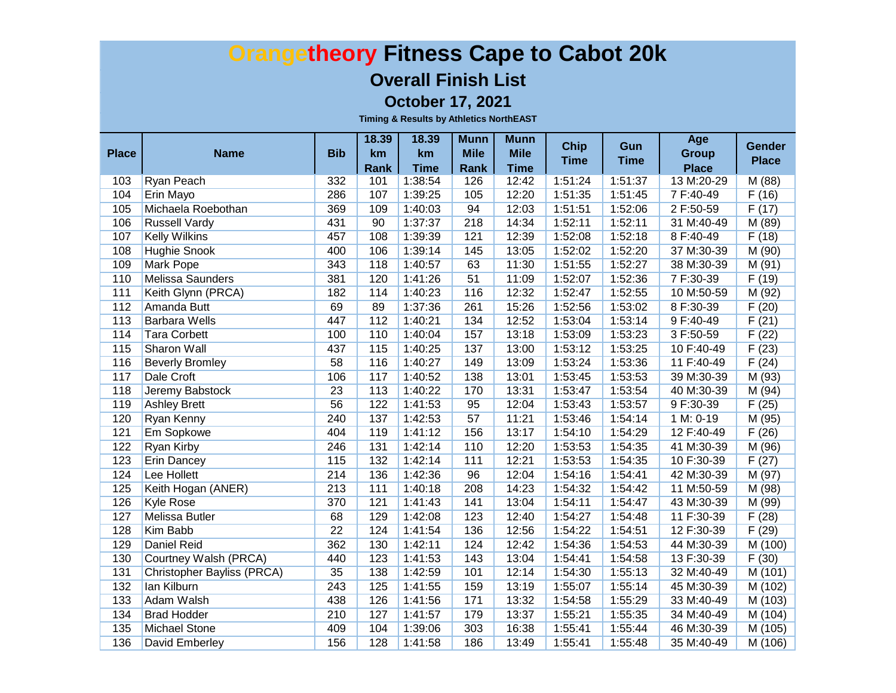# Orangetheory Fitness Cape to Cabot 20k

## Overall Finish List

### October 17, 2021

**Timing & Results by Athletics NorthEAST**

| Place | Name | Bib | 18.39 km Rank | 18.39 km Time | Munn Mile Rank | Munn Mile Time | Chip Time | Gun Time | Age Group Place | Gender Place |
|---|---|---|---|---|---|---|---|---|---|---|
| 103 | Ryan Peach | 332 | 101 | 1:38:54 | 126 | 12:42 | 1:51:24 | 1:51:37 | 13 M:20-29 | M (88) |
| 104 | Erin Mayo | 286 | 107 | 1:39:25 | 105 | 12:20 | 1:51:35 | 1:51:45 | 7 F:40-49 | F (16) |
| 105 | Michaela Roebothan | 369 | 109 | 1:40:03 | 94 | 12:03 | 1:51:51 | 1:52:06 | 2 F:50-59 | F (17) |
| 106 | Russell Vardy | 431 | 90 | 1:37:37 | 218 | 14:34 | 1:52:11 | 1:52:11 | 31 M:40-49 | M (89) |
| 107 | Kelly Wilkins | 457 | 108 | 1:39:39 | 121 | 12:39 | 1:52:08 | 1:52:18 | 8 F:40-49 | F (18) |
| 108 | Hughie Snook | 400 | 106 | 1:39:14 | 145 | 13:05 | 1:52:02 | 1:52:20 | 37 M:30-39 | M (90) |
| 109 | Mark Pope | 343 | 118 | 1:40:57 | 63 | 11:30 | 1:51:55 | 1:52:27 | 38 M:30-39 | M (91) |
| 110 | Melissa Saunders | 381 | 120 | 1:41:26 | 51 | 11:09 | 1:52:07 | 1:52:36 | 7 F:30-39 | F (19) |
| 111 | Keith Glynn (PRCA) | 182 | 114 | 1:40:23 | 116 | 12:32 | 1:52:47 | 1:52:55 | 10 M:50-59 | M (92) |
| 112 | Amanda Butt | 69 | 89 | 1:37:36 | 261 | 15:26 | 1:52:56 | 1:53:02 | 8 F:30-39 | F (20) |
| 113 | Barbara Wells | 447 | 112 | 1:40:21 | 134 | 12:52 | 1:53:04 | 1:53:14 | 9 F:40-49 | F (21) |
| 114 | Tara Corbett | 100 | 110 | 1:40:04 | 157 | 13:18 | 1:53:09 | 1:53:23 | 3 F:50-59 | F (22) |
| 115 | Sharon Wall | 437 | 115 | 1:40:25 | 137 | 13:00 | 1:53:12 | 1:53:25 | 10 F:40-49 | F (23) |
| 116 | Beverly Bromley | 58 | 116 | 1:40:27 | 149 | 13:09 | 1:53:24 | 1:53:36 | 11 F:40-49 | F (24) |
| 117 | Dale Croft | 106 | 117 | 1:40:52 | 138 | 13:01 | 1:53:45 | 1:53:53 | 39 M:30-39 | M (93) |
| 118 | Jeremy Babstock | 23 | 113 | 1:40:22 | 170 | 13:31 | 1:53:47 | 1:53:54 | 40 M:30-39 | M (94) |
| 119 | Ashley Brett | 56 | 122 | 1:41:53 | 95 | 12:04 | 1:53:43 | 1:53:57 | 9 F:30-39 | F (25) |
| 120 | Ryan Kenny | 240 | 137 | 1:42:53 | 57 | 11:21 | 1:53:46 | 1:54:14 | 1 M: 0-19 | M (95) |
| 121 | Em Sopkowe | 404 | 119 | 1:41:12 | 156 | 13:17 | 1:54:10 | 1:54:29 | 12 F:40-49 | F (26) |
| 122 | Ryan Kirby | 246 | 131 | 1:42:14 | 110 | 12:20 | 1:53:53 | 1:54:35 | 41 M:30-39 | M (96) |
| 123 | Erin Dancey | 115 | 132 | 1:42:14 | 111 | 12:21 | 1:53:53 | 1:54:35 | 10 F:30-39 | F (27) |
| 124 | Lee Hollett | 214 | 136 | 1:42:36 | 96 | 12:04 | 1:54:16 | 1:54:41 | 42 M:30-39 | M (97) |
| 125 | Keith Hogan (ANER) | 213 | 111 | 1:40:18 | 208 | 14:23 | 1:54:32 | 1:54:42 | 11 M:50-59 | M (98) |
| 126 | Kyle Rose | 370 | 121 | 1:41:43 | 141 | 13:04 | 1:54:11 | 1:54:47 | 43 M:30-39 | M (99) |
| 127 | Melissa Butler | 68 | 129 | 1:42:08 | 123 | 12:40 | 1:54:27 | 1:54:48 | 11 F:30-39 | F (28) |
| 128 | Kim Babb | 22 | 124 | 1:41:54 | 136 | 12:56 | 1:54:22 | 1:54:51 | 12 F:30-39 | F (29) |
| 129 | Daniel Reid | 362 | 130 | 1:42:11 | 124 | 12:42 | 1:54:36 | 1:54:53 | 44 M:30-39 | M (100) |
| 130 | Courtney Walsh (PRCA) | 440 | 123 | 1:41:53 | 143 | 13:04 | 1:54:41 | 1:54:58 | 13 F:30-39 | F (30) |
| 131 | Christopher Bayliss (PRCA) | 35 | 138 | 1:42:59 | 101 | 12:14 | 1:54:30 | 1:55:13 | 32 M:40-49 | M (101) |
| 132 | Ian Kilburn | 243 | 125 | 1:41:55 | 159 | 13:19 | 1:55:07 | 1:55:14 | 45 M:30-39 | M (102) |
| 133 | Adam Walsh | 438 | 126 | 1:41:56 | 171 | 13:32 | 1:54:58 | 1:55:29 | 33 M:40-49 | M (103) |
| 134 | Brad Hodder | 210 | 127 | 1:41:57 | 179 | 13:37 | 1:55:21 | 1:55:35 | 34 M:40-49 | M (104) |
| 135 | Michael Stone | 409 | 104 | 1:39:06 | 303 | 16:38 | 1:55:41 | 1:55:44 | 46 M:30-39 | M (105) |
| 136 | David Emberley | 156 | 128 | 1:41:58 | 186 | 13:49 | 1:55:41 | 1:55:48 | 35 M:40-49 | M (106) |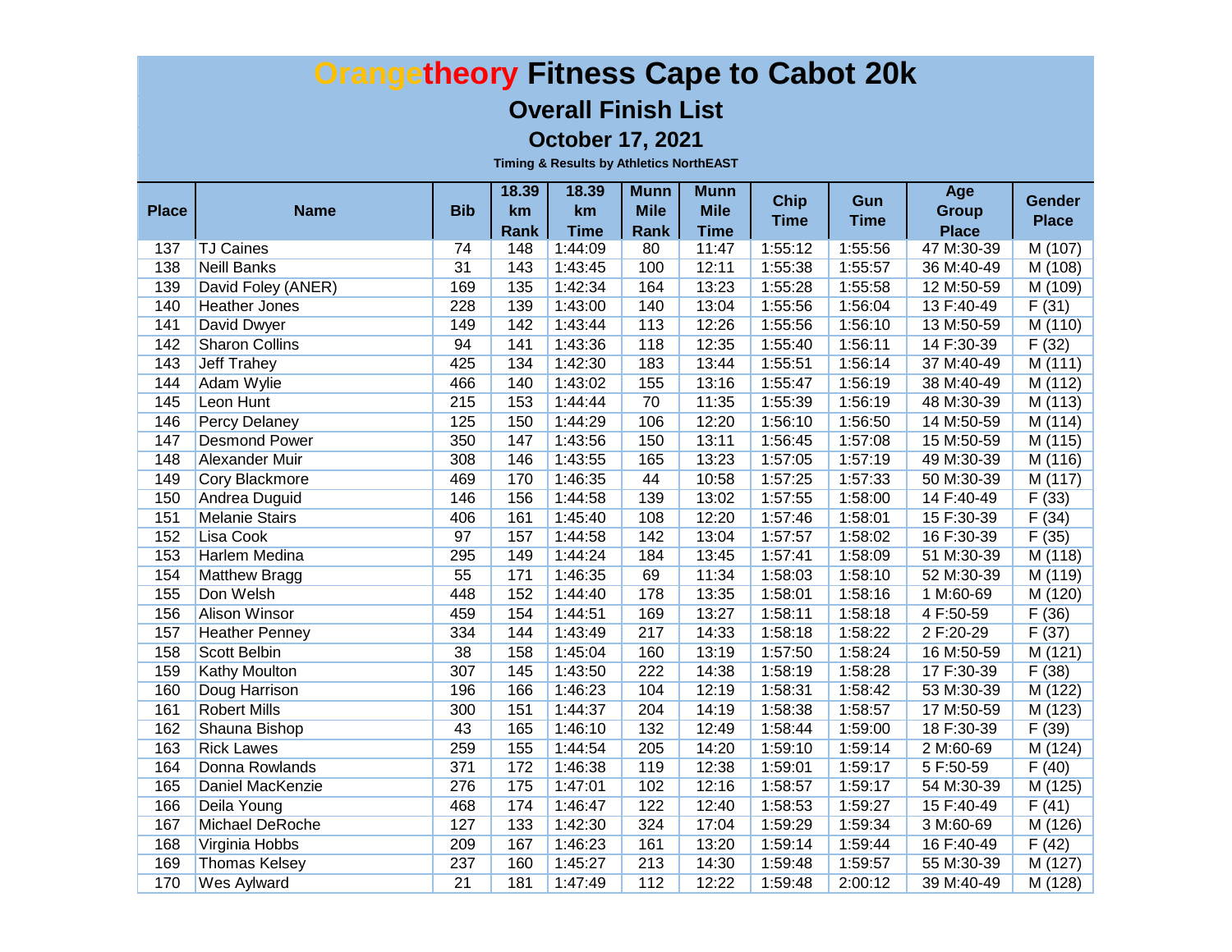# Orangetheory Fitness Cape to Cabot 20k

## Overall Finish List

### October 17, 2021

**Timing & Results by Athletics NorthEAST**

| Place | Name | Bib | 18.39 km Rank | 18.39 km Time | Munn Mile Rank | Munn Mile Time | Chip Time | Gun Time | Age Group Place | Gender Place |
|---|---|---|---|---|---|---|---|---|---|---|
| 137 | TJ Caines | 74 | 148 | 1:44:09 | 80 | 11:47 | 1:55:12 | 1:55:56 | 47 M:30-39 | M (107) |
| 138 | Neill Banks | 31 | 143 | 1:43:45 | 100 | 12:11 | 1:55:38 | 1:55:57 | 36 M:40-49 | M (108) |
| 139 | David Foley (ANER) | 169 | 135 | 1:42:34 | 164 | 13:23 | 1:55:28 | 1:55:58 | 12 M:50-59 | M (109) |
| 140 | Heather Jones | 228 | 139 | 1:43:00 | 140 | 13:04 | 1:55:56 | 1:56:04 | 13 F:40-49 | F (31) |
| 141 | David Dwyer | 149 | 142 | 1:43:44 | 113 | 12:26 | 1:55:56 | 1:56:10 | 13 M:50-59 | M (110) |
| 142 | Sharon Collins | 94 | 141 | 1:43:36 | 118 | 12:35 | 1:55:40 | 1:56:11 | 14 F:30-39 | F (32) |
| 143 | Jeff Trahey | 425 | 134 | 1:42:30 | 183 | 13:44 | 1:55:51 | 1:56:14 | 37 M:40-49 | M (111) |
| 144 | Adam Wylie | 466 | 140 | 1:43:02 | 155 | 13:16 | 1:55:47 | 1:56:19 | 38 M:40-49 | M (112) |
| 145 | Leon Hunt | 215 | 153 | 1:44:44 | 70 | 11:35 | 1:55:39 | 1:56:19 | 48 M:30-39 | M (113) |
| 146 | Percy Delaney | 125 | 150 | 1:44:29 | 106 | 12:20 | 1:56:10 | 1:56:50 | 14 M:50-59 | M (114) |
| 147 | Desmond Power | 350 | 147 | 1:43:56 | 150 | 13:11 | 1:56:45 | 1:57:08 | 15 M:50-59 | M (115) |
| 148 | Alexander Muir | 308 | 146 | 1:43:55 | 165 | 13:23 | 1:57:05 | 1:57:19 | 49 M:30-39 | M (116) |
| 149 | Cory Blackmore | 469 | 170 | 1:46:35 | 44 | 10:58 | 1:57:25 | 1:57:33 | 50 M:30-39 | M (117) |
| 150 | Andrea Duguid | 146 | 156 | 1:44:58 | 139 | 13:02 | 1:57:55 | 1:58:00 | 14 F:40-49 | F (33) |
| 151 | Melanie Stairs | 406 | 161 | 1:45:40 | 108 | 12:20 | 1:57:46 | 1:58:01 | 15 F:30-39 | F (34) |
| 152 | Lisa Cook | 97 | 157 | 1:44:58 | 142 | 13:04 | 1:57:57 | 1:58:02 | 16 F:30-39 | F (35) |
| 153 | Harlem Medina | 295 | 149 | 1:44:24 | 184 | 13:45 | 1:57:41 | 1:58:09 | 51 M:30-39 | M (118) |
| 154 | Matthew Bragg | 55 | 171 | 1:46:35 | 69 | 11:34 | 1:58:03 | 1:58:10 | 52 M:30-39 | M (119) |
| 155 | Don Welsh | 448 | 152 | 1:44:40 | 178 | 13:35 | 1:58:01 | 1:58:16 | 1 M:60-69 | M (120) |
| 156 | Alison Winsor | 459 | 154 | 1:44:51 | 169 | 13:27 | 1:58:11 | 1:58:18 | 4 F:50-59 | F (36) |
| 157 | Heather Penney | 334 | 144 | 1:43:49 | 217 | 14:33 | 1:58:18 | 1:58:22 | 2 F:20-29 | F (37) |
| 158 | Scott Belbin | 38 | 158 | 1:45:04 | 160 | 13:19 | 1:57:50 | 1:58:24 | 16 M:50-59 | M (121) |
| 159 | Kathy Moulton | 307 | 145 | 1:43:50 | 222 | 14:38 | 1:58:19 | 1:58:28 | 17 F:30-39 | F (38) |
| 160 | Doug Harrison | 196 | 166 | 1:46:23 | 104 | 12:19 | 1:58:31 | 1:58:42 | 53 M:30-39 | M (122) |
| 161 | Robert Mills | 300 | 151 | 1:44:37 | 204 | 14:19 | 1:58:38 | 1:58:57 | 17 M:50-59 | M (123) |
| 162 | Shauna Bishop | 43 | 165 | 1:46:10 | 132 | 12:49 | 1:58:44 | 1:59:00 | 18 F:30-39 | F (39) |
| 163 | Rick Lawes | 259 | 155 | 1:44:54 | 205 | 14:20 | 1:59:10 | 1:59:14 | 2 M:60-69 | M (124) |
| 164 | Donna Rowlands | 371 | 172 | 1:46:38 | 119 | 12:38 | 1:59:01 | 1:59:17 | 5 F:50-59 | F (40) |
| 165 | Daniel MacKenzie | 276 | 175 | 1:47:01 | 102 | 12:16 | 1:58:57 | 1:59:17 | 54 M:30-39 | M (125) |
| 166 | Deila Young | 468 | 174 | 1:46:47 | 122 | 12:40 | 1:58:53 | 1:59:27 | 15 F:40-49 | F (41) |
| 167 | Michael DeRoche | 127 | 133 | 1:42:30 | 324 | 17:04 | 1:59:29 | 1:59:34 | 3 M:60-69 | M (126) |
| 168 | Virginia Hobbs | 209 | 167 | 1:46:23 | 161 | 13:20 | 1:59:14 | 1:59:44 | 16 F:40-49 | F (42) |
| 169 | Thomas Kelsey | 237 | 160 | 1:45:27 | 213 | 14:30 | 1:59:48 | 1:59:57 | 55 M:30-39 | M (127) |
| 170 | Wes Aylward | 21 | 181 | 1:47:49 | 112 | 12:22 | 1:59:48 | 2:00:12 | 39 M:40-49 | M (128) |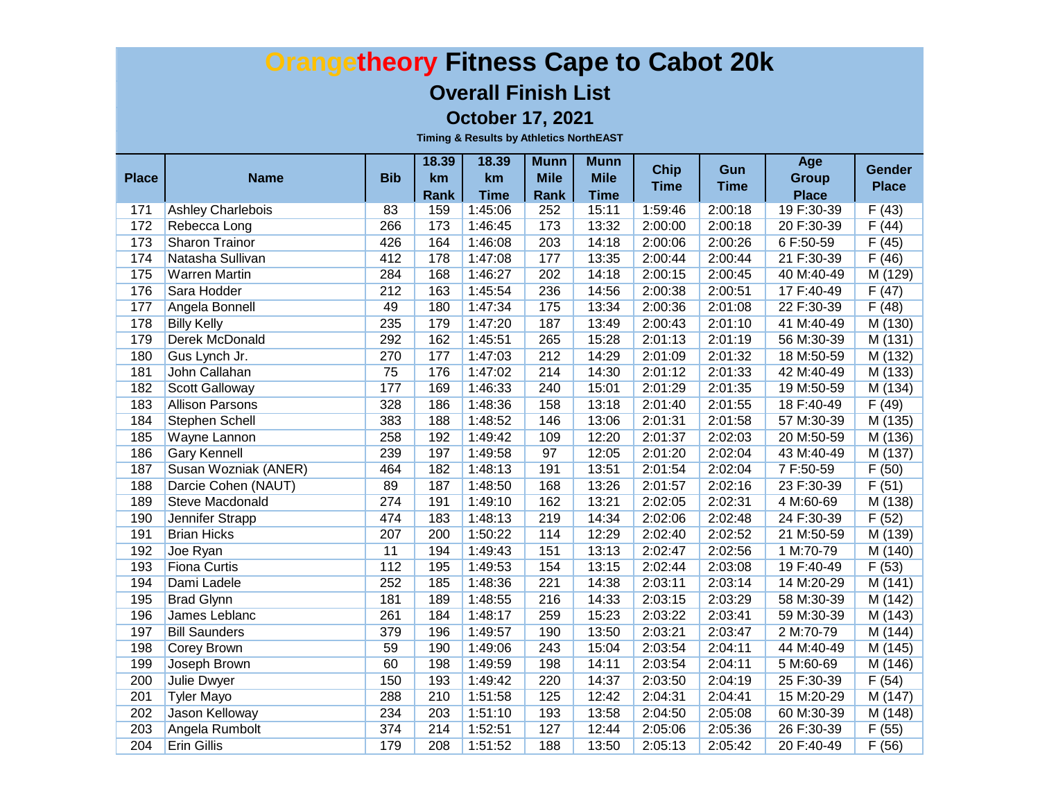# Orangetheory Fitness Cape to Cabot 20k

## Overall Finish List

### October 17, 2021

**Timing & Results by Athletics NorthEAST**

| Place | Name | Bib | 18.39 km Rank | 18.39 km Time | Munn Mile Rank | Munn Mile Time | Chip Time | Gun Time | Age Group Place | Gender Place |
|---|---|---|---|---|---|---|---|---|---|---|
| 171 | Ashley Charlebois | 83 | 159 | 1:45:06 | 252 | 15:11 | 1:59:46 | 2:00:18 | 19 F:30-39 | F (43) |
| 172 | Rebecca Long | 266 | 173 | 1:46:45 | 173 | 13:32 | 2:00:00 | 2:00:18 | 20 F:30-39 | F (44) |
| 173 | Sharon Trainor | 426 | 164 | 1:46:08 | 203 | 14:18 | 2:00:06 | 2:00:26 | 6 F:50-59 | F (45) |
| 174 | Natasha Sullivan | 412 | 178 | 1:47:08 | 177 | 13:35 | 2:00:44 | 2:00:44 | 21 F:30-39 | F (46) |
| 175 | Warren Martin | 284 | 168 | 1:46:27 | 202 | 14:18 | 2:00:15 | 2:00:45 | 40 M:40-49 | M (129) |
| 176 | Sara Hodder | 212 | 163 | 1:45:54 | 236 | 14:56 | 2:00:38 | 2:00:51 | 17 F:40-49 | F (47) |
| 177 | Angela Bonnell | 49 | 180 | 1:47:34 | 175 | 13:34 | 2:00:36 | 2:01:08 | 22 F:30-39 | F (48) |
| 178 | Billy Kelly | 235 | 179 | 1:47:20 | 187 | 13:49 | 2:00:43 | 2:01:10 | 41 M:40-49 | M (130) |
| 179 | Derek McDonald | 292 | 162 | 1:45:51 | 265 | 15:28 | 2:01:13 | 2:01:19 | 56 M:30-39 | M (131) |
| 180 | Gus Lynch Jr. | 270 | 177 | 1:47:03 | 212 | 14:29 | 2:01:09 | 2:01:32 | 18 M:50-59 | M (132) |
| 181 | John Callahan | 75 | 176 | 1:47:02 | 214 | 14:30 | 2:01:12 | 2:01:33 | 42 M:40-49 | M (133) |
| 182 | Scott Galloway | 177 | 169 | 1:46:33 | 240 | 15:01 | 2:01:29 | 2:01:35 | 19 M:50-59 | M (134) |
| 183 | Allison Parsons | 328 | 186 | 1:48:36 | 158 | 13:18 | 2:01:40 | 2:01:55 | 18 F:40-49 | F (49) |
| 184 | Stephen Schell | 383 | 188 | 1:48:52 | 146 | 13:06 | 2:01:31 | 2:01:58 | 57 M:30-39 | M (135) |
| 185 | Wayne Lannon | 258 | 192 | 1:49:42 | 109 | 12:20 | 2:01:37 | 2:02:03 | 20 M:50-59 | M (136) |
| 186 | Gary Kennell | 239 | 197 | 1:49:58 | 97 | 12:05 | 2:01:20 | 2:02:04 | 43 M:40-49 | M (137) |
| 187 | Susan Wozniak (ANER) | 464 | 182 | 1:48:13 | 191 | 13:51 | 2:01:54 | 2:02:04 | 7 F:50-59 | F (50) |
| 188 | Darcie Cohen (NAUT) | 89 | 187 | 1:48:50 | 168 | 13:26 | 2:01:57 | 2:02:16 | 23 F:30-39 | F (51) |
| 189 | Steve Macdonald | 274 | 191 | 1:49:10 | 162 | 13:21 | 2:02:05 | 2:02:31 | 4 M:60-69 | M (138) |
| 190 | Jennifer Strapp | 474 | 183 | 1:48:13 | 219 | 14:34 | 2:02:06 | 2:02:48 | 24 F:30-39 | F (52) |
| 191 | Brian Hicks | 207 | 200 | 1:50:22 | 114 | 12:29 | 2:02:40 | 2:02:52 | 21 M:50-59 | M (139) |
| 192 | Joe Ryan | 11 | 194 | 1:49:43 | 151 | 13:13 | 2:02:47 | 2:02:56 | 1 M:70-79 | M (140) |
| 193 | Fiona Curtis | 112 | 195 | 1:49:53 | 154 | 13:15 | 2:02:44 | 2:03:08 | 19 F:40-49 | F (53) |
| 194 | Dami Ladele | 252 | 185 | 1:48:36 | 221 | 14:38 | 2:03:11 | 2:03:14 | 14 M:20-29 | M (141) |
| 195 | Brad Glynn | 181 | 189 | 1:48:55 | 216 | 14:33 | 2:03:15 | 2:03:29 | 58 M:30-39 | M (142) |
| 196 | James Leblanc | 261 | 184 | 1:48:17 | 259 | 15:23 | 2:03:22 | 2:03:41 | 59 M:30-39 | M (143) |
| 197 | Bill Saunders | 379 | 196 | 1:49:57 | 190 | 13:50 | 2:03:21 | 2:03:47 | 2 M:70-79 | M (144) |
| 198 | Corey Brown | 59 | 190 | 1:49:06 | 243 | 15:04 | 2:03:54 | 2:04:11 | 44 M:40-49 | M (145) |
| 199 | Joseph Brown | 60 | 198 | 1:49:59 | 198 | 14:11 | 2:03:54 | 2:04:11 | 5 M:60-69 | M (146) |
| 200 | Julie Dwyer | 150 | 193 | 1:49:42 | 220 | 14:37 | 2:03:50 | 2:04:19 | 25 F:30-39 | F (54) |
| 201 | Tyler Mayo | 288 | 210 | 1:51:58 | 125 | 12:42 | 2:04:31 | 2:04:41 | 15 M:20-29 | M (147) |
| 202 | Jason Kelloway | 234 | 203 | 1:51:10 | 193 | 13:58 | 2:04:50 | 2:05:08 | 60 M:30-39 | M (148) |
| 203 | Angela Rumbolt | 374 | 214 | 1:52:51 | 127 | 12:44 | 2:05:06 | 2:05:36 | 26 F:30-39 | F (55) |
| 204 | Erin Gillis | 179 | 208 | 1:51:52 | 188 | 13:50 | 2:05:13 | 2:05:42 | 20 F:40-49 | F (56) |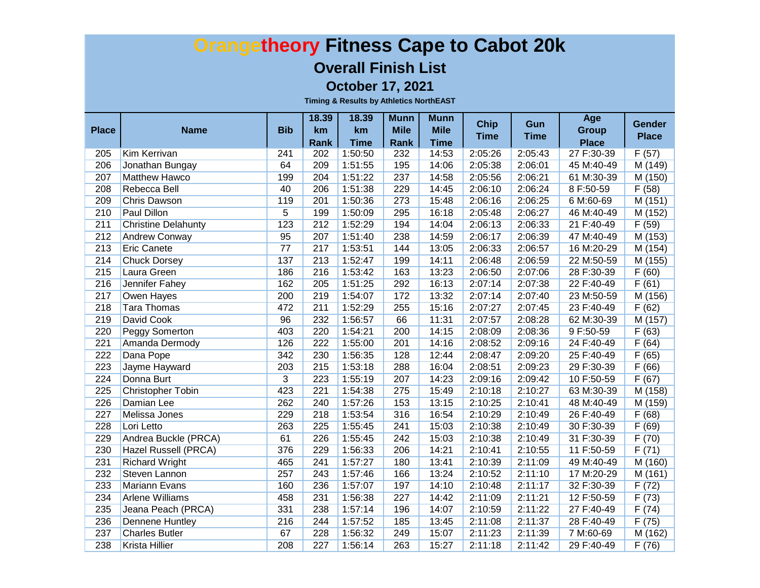# Orangetheory Fitness Cape to Cabot 20k

## Overall Finish List

### October 17, 2021

**Timing & Results by Athletics NorthEAST**

| Place | Name | Bib | 18.39 km Rank | 18.39 km Time | Munn Mile Rank | Munn Mile Time | Chip Time | Gun Time | Age Group Place | Gender Place |
|---|---|---|---|---|---|---|---|---|---|---|
| 205 | Kim Kerrivan | 241 | 202 | 1:50:50 | 232 | 14:53 | 2:05:26 | 2:05:43 | 27 F:30-39 | F (57) |
| 206 | Jonathan Bungay | 64 | 209 | 1:51:55 | 195 | 14:06 | 2:05:38 | 2:06:01 | 45 M:40-49 | M (149) |
| 207 | Matthew Hawco | 199 | 204 | 1:51:22 | 237 | 14:58 | 2:05:56 | 2:06:21 | 61 M:30-39 | M (150) |
| 208 | Rebecca Bell | 40 | 206 | 1:51:38 | 229 | 14:45 | 2:06:10 | 2:06:24 | 8 F:50-59 | F (58) |
| 209 | Chris Dawson | 119 | 201 | 1:50:36 | 273 | 15:48 | 2:06:16 | 2:06:25 | 6 M:60-69 | M (151) |
| 210 | Paul Dillon | 5 | 199 | 1:50:09 | 295 | 16:18 | 2:05:48 | 2:06:27 | 46 M:40-49 | M (152) |
| 211 | Christine Delahunty | 123 | 212 | 1:52:29 | 194 | 14:04 | 2:06:13 | 2:06:33 | 21 F:40-49 | F (59) |
| 212 | Andrew Conway | 95 | 207 | 1:51:40 | 238 | 14:59 | 2:06:17 | 2:06:39 | 47 M:40-49 | M (153) |
| 213 | Eric Canete | 77 | 217 | 1:53:51 | 144 | 13:05 | 2:06:33 | 2:06:57 | 16 M:20-29 | M (154) |
| 214 | Chuck Dorsey | 137 | 213 | 1:52:47 | 199 | 14:11 | 2:06:48 | 2:06:59 | 22 M:50-59 | M (155) |
| 215 | Laura Green | 186 | 216 | 1:53:42 | 163 | 13:23 | 2:06:50 | 2:07:06 | 28 F:30-39 | F (60) |
| 216 | Jennifer Fahey | 162 | 205 | 1:51:25 | 292 | 16:13 | 2:07:14 | 2:07:38 | 22 F:40-49 | F (61) |
| 217 | Owen Hayes | 200 | 219 | 1:54:07 | 172 | 13:32 | 2:07:14 | 2:07:40 | 23 M:50-59 | M (156) |
| 218 | Tara Thomas | 472 | 211 | 1:52:29 | 255 | 15:16 | 2:07:27 | 2:07:45 | 23 F:40-49 | F (62) |
| 219 | David Cook | 96 | 232 | 1:56:57 | 66 | 11:31 | 2:07:57 | 2:08:28 | 62 M:30-39 | M (157) |
| 220 | Peggy Somerton | 403 | 220 | 1:54:21 | 200 | 14:15 | 2:08:09 | 2:08:36 | 9 F:50-59 | F (63) |
| 221 | Amanda Dermody | 126 | 222 | 1:55:00 | 201 | 14:16 | 2:08:52 | 2:09:16 | 24 F:40-49 | F (64) |
| 222 | Dana Pope | 342 | 230 | 1:56:35 | 128 | 12:44 | 2:08:47 | 2:09:20 | 25 F:40-49 | F (65) |
| 223 | Jayme Hayward | 203 | 215 | 1:53:18 | 288 | 16:04 | 2:08:51 | 2:09:23 | 29 F:30-39 | F (66) |
| 224 | Donna Burt | 3 | 223 | 1:55:19 | 207 | 14:23 | 2:09:16 | 2:09:42 | 10 F:50-59 | F (67) |
| 225 | Christopher Tobin | 423 | 221 | 1:54:38 | 275 | 15:49 | 2:10:18 | 2:10:27 | 63 M:30-39 | M (158) |
| 226 | Damian Lee | 262 | 240 | 1:57:26 | 153 | 13:15 | 2:10:25 | 2:10:41 | 48 M:40-49 | M (159) |
| 227 | Melissa Jones | 229 | 218 | 1:53:54 | 316 | 16:54 | 2:10:29 | 2:10:49 | 26 F:40-49 | F (68) |
| 228 | Lori Letto | 263 | 225 | 1:55:45 | 241 | 15:03 | 2:10:38 | 2:10:49 | 30 F:30-39 | F (69) |
| 229 | Andrea Buckle (PRCA) | 61 | 226 | 1:55:45 | 242 | 15:03 | 2:10:38 | 2:10:49 | 31 F:30-39 | F (70) |
| 230 | Hazel Russell (PRCA) | 376 | 229 | 1:56:33 | 206 | 14:21 | 2:10:41 | 2:10:55 | 11 F:50-59 | F (71) |
| 231 | Richard Wright | 465 | 241 | 1:57:27 | 180 | 13:41 | 2:10:39 | 2:11:09 | 49 M:40-49 | M (160) |
| 232 | Steven Lannon | 257 | 243 | 1:57:46 | 166 | 13:24 | 2:10:52 | 2:11:10 | 17 M:20-29 | M (161) |
| 233 | Mariann Evans | 160 | 236 | 1:57:07 | 197 | 14:10 | 2:10:48 | 2:11:17 | 32 F:30-39 | F (72) |
| 234 | Arlene Williams | 458 | 231 | 1:56:38 | 227 | 14:42 | 2:11:09 | 2:11:21 | 12 F:50-59 | F (73) |
| 235 | Jeana Peach (PRCA) | 331 | 238 | 1:57:14 | 196 | 14:07 | 2:10:59 | 2:11:22 | 27 F:40-49 | F (74) |
| 236 | Dennene Huntley | 216 | 244 | 1:57:52 | 185 | 13:45 | 2:11:08 | 2:11:37 | 28 F:40-49 | F (75) |
| 237 | Charles Butler | 67 | 228 | 1:56:32 | 249 | 15:07 | 2:11:23 | 2:11:39 | 7 M:60-69 | M (162) |
| 238 | Krista Hillier | 208 | 227 | 1:56:14 | 263 | 15:27 | 2:11:18 | 2:11:42 | 29 F:40-49 | F (76) |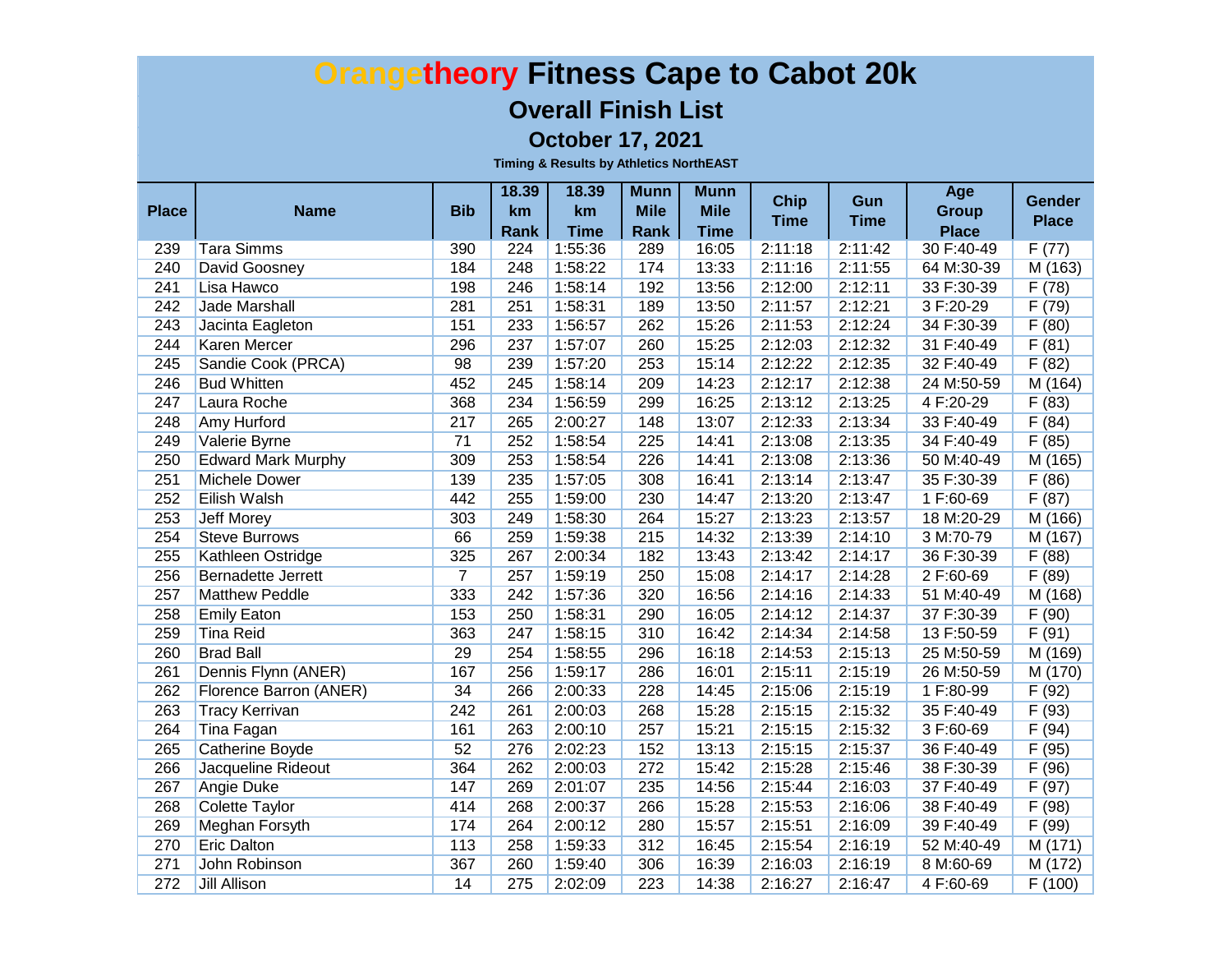# Orangetheory Fitness Cape to Cabot 20k

## Overall Finish List

### October 17, 2021

**Timing & Results by Athletics NorthEAST**

| Place | Name | Bib | 18.39 km Rank | 18.39 km Time | Munn Mile Rank | Munn Mile Time | Chip Time | Gun Time | Age Group Place | Gender Place |
|---|---|---|---|---|---|---|---|---|---|---|
| 239 | Tara Simms | 390 | 224 | 1:55:36 | 289 | 16:05 | 2:11:18 | 2:11:42 | 30 F:40-49 | F (77) |
| 240 | David Goosney | 184 | 248 | 1:58:22 | 174 | 13:33 | 2:11:16 | 2:11:55 | 64 M:30-39 | M (163) |
| 241 | Lisa Hawco | 198 | 246 | 1:58:14 | 192 | 13:56 | 2:12:00 | 2:12:11 | 33 F:30-39 | F (78) |
| 242 | Jade Marshall | 281 | 251 | 1:58:31 | 189 | 13:50 | 2:11:57 | 2:12:21 | 3 F:20-29 | F (79) |
| 243 | Jacinta Eagleton | 151 | 233 | 1:56:57 | 262 | 15:26 | 2:11:53 | 2:12:24 | 34 F:30-39 | F (80) |
| 244 | Karen Mercer | 296 | 237 | 1:57:07 | 260 | 15:25 | 2:12:03 | 2:12:32 | 31 F:40-49 | F (81) |
| 245 | Sandie Cook (PRCA) | 98 | 239 | 1:57:20 | 253 | 15:14 | 2:12:22 | 2:12:35 | 32 F:40-49 | F (82) |
| 246 | Bud Whitten | 452 | 245 | 1:58:14 | 209 | 14:23 | 2:12:17 | 2:12:38 | 24 M:50-59 | M (164) |
| 247 | Laura Roche | 368 | 234 | 1:56:59 | 299 | 16:25 | 2:13:12 | 2:13:25 | 4 F:20-29 | F (83) |
| 248 | Amy Hurford | 217 | 265 | 2:00:27 | 148 | 13:07 | 2:12:33 | 2:13:34 | 33 F:40-49 | F (84) |
| 249 | Valerie Byrne | 71 | 252 | 1:58:54 | 225 | 14:41 | 2:13:08 | 2:13:35 | 34 F:40-49 | F (85) |
| 250 | Edward Mark Murphy | 309 | 253 | 1:58:54 | 226 | 14:41 | 2:13:08 | 2:13:36 | 50 M:40-49 | M (165) |
| 251 | Michele Dower | 139 | 235 | 1:57:05 | 308 | 16:41 | 2:13:14 | 2:13:47 | 35 F:30-39 | F (86) |
| 252 | Eilish Walsh | 442 | 255 | 1:59:00 | 230 | 14:47 | 2:13:20 | 2:13:47 | 1 F:60-69 | F (87) |
| 253 | Jeff Morey | 303 | 249 | 1:58:30 | 264 | 15:27 | 2:13:23 | 2:13:57 | 18 M:20-29 | M (166) |
| 254 | Steve Burrows | 66 | 259 | 1:59:38 | 215 | 14:32 | 2:13:39 | 2:14:10 | 3 M:70-79 | M (167) |
| 255 | Kathleen Ostridge | 325 | 267 | 2:00:34 | 182 | 13:43 | 2:13:42 | 2:14:17 | 36 F:30-39 | F (88) |
| 256 | Bernadette Jerrett | 7 | 257 | 1:59:19 | 250 | 15:08 | 2:14:17 | 2:14:28 | 2 F:60-69 | F (89) |
| 257 | Matthew Peddle | 333 | 242 | 1:57:36 | 320 | 16:56 | 2:14:16 | 2:14:33 | 51 M:40-49 | M (168) |
| 258 | Emily Eaton | 153 | 250 | 1:58:31 | 290 | 16:05 | 2:14:12 | 2:14:37 | 37 F:30-39 | F (90) |
| 259 | Tina Reid | 363 | 247 | 1:58:15 | 310 | 16:42 | 2:14:34 | 2:14:58 | 13 F:50-59 | F (91) |
| 260 | Brad Ball | 29 | 254 | 1:58:55 | 296 | 16:18 | 2:14:53 | 2:15:13 | 25 M:50-59 | M (169) |
| 261 | Dennis Flynn (ANER) | 167 | 256 | 1:59:17 | 286 | 16:01 | 2:15:11 | 2:15:19 | 26 M:50-59 | M (170) |
| 262 | Florence Barron (ANER) | 34 | 266 | 2:00:33 | 228 | 14:45 | 2:15:06 | 2:15:19 | 1 F:80-99 | F (92) |
| 263 | Tracy Kerrivan | 242 | 261 | 2:00:03 | 268 | 15:28 | 2:15:15 | 2:15:32 | 35 F:40-49 | F (93) |
| 264 | Tina Fagan | 161 | 263 | 2:00:10 | 257 | 15:21 | 2:15:15 | 2:15:32 | 3 F:60-69 | F (94) |
| 265 | Catherine Boyde | 52 | 276 | 2:02:23 | 152 | 13:13 | 2:15:15 | 2:15:37 | 36 F:40-49 | F (95) |
| 266 | Jacqueline Rideout | 364 | 262 | 2:00:03 | 272 | 15:42 | 2:15:28 | 2:15:46 | 38 F:30-39 | F (96) |
| 267 | Angie Duke | 147 | 269 | 2:01:07 | 235 | 14:56 | 2:15:44 | 2:16:03 | 37 F:40-49 | F (97) |
| 268 | Colette Taylor | 414 | 268 | 2:00:37 | 266 | 15:28 | 2:15:53 | 2:16:06 | 38 F:40-49 | F (98) |
| 269 | Meghan Forsyth | 174 | 264 | 2:00:12 | 280 | 15:57 | 2:15:51 | 2:16:09 | 39 F:40-49 | F (99) |
| 270 | Eric Dalton | 113 | 258 | 1:59:33 | 312 | 16:45 | 2:15:54 | 2:16:19 | 52 M:40-49 | M (171) |
| 271 | John Robinson | 367 | 260 | 1:59:40 | 306 | 16:39 | 2:16:03 | 2:16:19 | 8 M:60-69 | M (172) |
| 272 | Jill Allison | 14 | 275 | 2:02:09 | 223 | 14:38 | 2:16:27 | 2:16:47 | 4 F:60-69 | F (100) |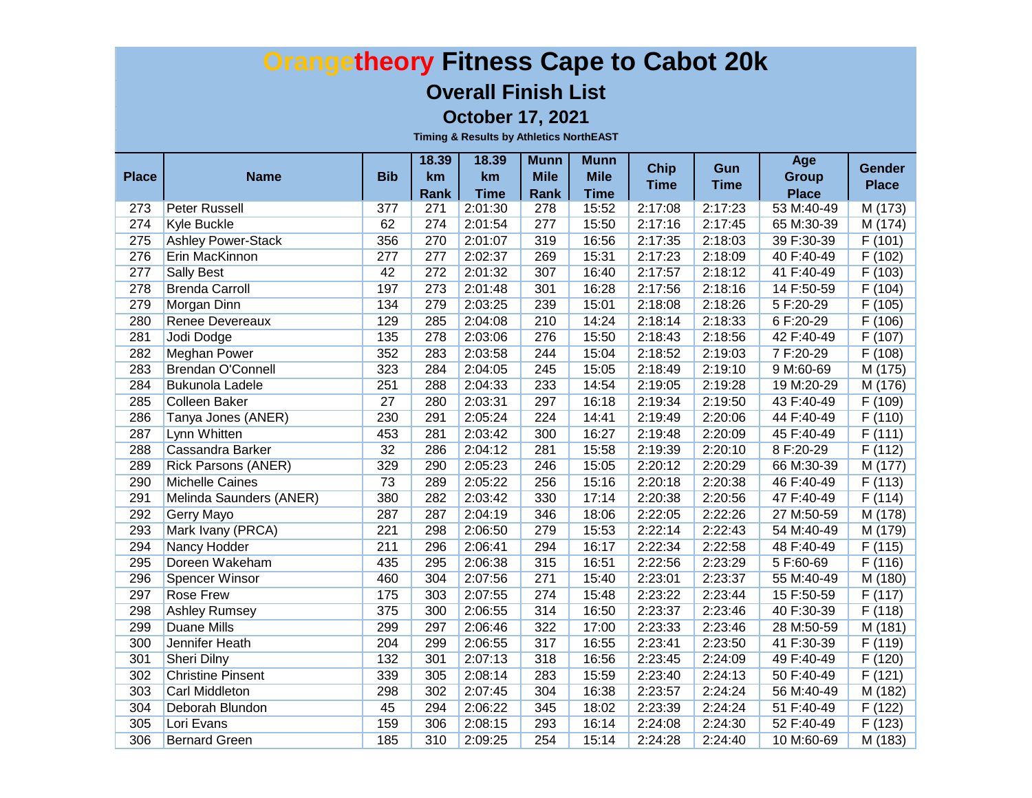# Orangetheory Fitness Cape to Cabot 20k

## Overall Finish List

### October 17, 2021

**Timing & Results by Athletics NorthEAST**

| Place | Name | Bib | 18.39 km Rank | 18.39 km Time | Munn Mile Rank | Munn Mile Time | Chip Time | Gun Time | Age Group Place | Gender Place |
|---|---|---|---|---|---|---|---|---|---|---|
| 273 | Peter Russell | 377 | 271 | 2:01:30 | 278 | 15:52 | 2:17:08 | 2:17:23 | 53 M:40-49 | M (173) |
| 274 | Kyle Buckle | 62 | 274 | 2:01:54 | 277 | 15:50 | 2:17:16 | 2:17:45 | 65 M:30-39 | M (174) |
| 275 | Ashley Power-Stack | 356 | 270 | 2:01:07 | 319 | 16:56 | 2:17:35 | 2:18:03 | 39 F:30-39 | F (101) |
| 276 | Erin MacKinnon | 277 | 277 | 2:02:37 | 269 | 15:31 | 2:17:23 | 2:18:09 | 40 F:40-49 | F (102) |
| 277 | Sally Best | 42 | 272 | 2:01:32 | 307 | 16:40 | 2:17:57 | 2:18:12 | 41 F:40-49 | F (103) |
| 278 | Brenda Carroll | 197 | 273 | 2:01:48 | 301 | 16:28 | 2:17:56 | 2:18:16 | 14 F:50-59 | F (104) |
| 279 | Morgan Dinn | 134 | 279 | 2:03:25 | 239 | 15:01 | 2:18:08 | 2:18:26 | 5 F:20-29 | F (105) |
| 280 | Renee Devereaux | 129 | 285 | 2:04:08 | 210 | 14:24 | 2:18:14 | 2:18:33 | 6 F:20-29 | F (106) |
| 281 | Jodi Dodge | 135 | 278 | 2:03:06 | 276 | 15:50 | 2:18:43 | 2:18:56 | 42 F:40-49 | F (107) |
| 282 | Meghan Power | 352 | 283 | 2:03:58 | 244 | 15:04 | 2:18:52 | 2:19:03 | 7 F:20-29 | F (108) |
| 283 | Brendan O'Connell | 323 | 284 | 2:04:05 | 245 | 15:05 | 2:18:49 | 2:19:10 | 9 M:60-69 | M (175) |
| 284 | Bukunola Ladele | 251 | 288 | 2:04:33 | 233 | 14:54 | 2:19:05 | 2:19:28 | 19 M:20-29 | M (176) |
| 285 | Colleen Baker | 27 | 280 | 2:03:31 | 297 | 16:18 | 2:19:34 | 2:19:50 | 43 F:40-49 | F (109) |
| 286 | Tanya Jones (ANER) | 230 | 291 | 2:05:24 | 224 | 14:41 | 2:19:49 | 2:20:06 | 44 F:40-49 | F (110) |
| 287 | Lynn Whitten | 453 | 281 | 2:03:42 | 300 | 16:27 | 2:19:48 | 2:20:09 | 45 F:40-49 | F (111) |
| 288 | Cassandra Barker | 32 | 286 | 2:04:12 | 281 | 15:58 | 2:19:39 | 2:20:10 | 8 F:20-29 | F (112) |
| 289 | Rick Parsons (ANER) | 329 | 290 | 2:05:23 | 246 | 15:05 | 2:20:12 | 2:20:29 | 66 M:30-39 | M (177) |
| 290 | Michelle Caines | 73 | 289 | 2:05:22 | 256 | 15:16 | 2:20:18 | 2:20:38 | 46 F:40-49 | F (113) |
| 291 | Melinda Saunders (ANER) | 380 | 282 | 2:03:42 | 330 | 17:14 | 2:20:38 | 2:20:56 | 47 F:40-49 | F (114) |
| 292 | Gerry Mayo | 287 | 287 | 2:04:19 | 346 | 18:06 | 2:22:05 | 2:22:26 | 27 M:50-59 | M (178) |
| 293 | Mark Ivany (PRCA) | 221 | 298 | 2:06:50 | 279 | 15:53 | 2:22:14 | 2:22:43 | 54 M:40-49 | M (179) |
| 294 | Nancy Hodder | 211 | 296 | 2:06:41 | 294 | 16:17 | 2:22:34 | 2:22:58 | 48 F:40-49 | F (115) |
| 295 | Doreen Wakeham | 435 | 295 | 2:06:38 | 315 | 16:51 | 2:22:56 | 2:23:29 | 5 F:60-69 | F (116) |
| 296 | Spencer Winsor | 460 | 304 | 2:07:56 | 271 | 15:40 | 2:23:01 | 2:23:37 | 55 M:40-49 | M (180) |
| 297 | Rose Frew | 175 | 303 | 2:07:55 | 274 | 15:48 | 2:23:22 | 2:23:44 | 15 F:50-59 | F (117) |
| 298 | Ashley Rumsey | 375 | 300 | 2:06:55 | 314 | 16:50 | 2:23:37 | 2:23:46 | 40 F:30-39 | F (118) |
| 299 | Duane Mills | 299 | 297 | 2:06:46 | 322 | 17:00 | 2:23:33 | 2:23:46 | 28 M:50-59 | M (181) |
| 300 | Jennifer Heath | 204 | 299 | 2:06:55 | 317 | 16:55 | 2:23:41 | 2:23:50 | 41 F:30-39 | F (119) |
| 301 | Sheri Dilny | 132 | 301 | 2:07:13 | 318 | 16:56 | 2:23:45 | 2:24:09 | 49 F:40-49 | F (120) |
| 302 | Christine Pinsent | 339 | 305 | 2:08:14 | 283 | 15:59 | 2:23:40 | 2:24:13 | 50 F:40-49 | F (121) |
| 303 | Carl Middleton | 298 | 302 | 2:07:45 | 304 | 16:38 | 2:23:57 | 2:24:24 | 56 M:40-49 | M (182) |
| 304 | Deborah Blundon | 45 | 294 | 2:06:22 | 345 | 18:02 | 2:23:39 | 2:24:24 | 51 F:40-49 | F (122) |
| 305 | Lori Evans | 159 | 306 | 2:08:15 | 293 | 16:14 | 2:24:08 | 2:24:30 | 52 F:40-49 | F (123) |
| 306 | Bernard Green | 185 | 310 | 2:09:25 | 254 | 15:14 | 2:24:28 | 2:24:40 | 10 M:60-69 | M (183) |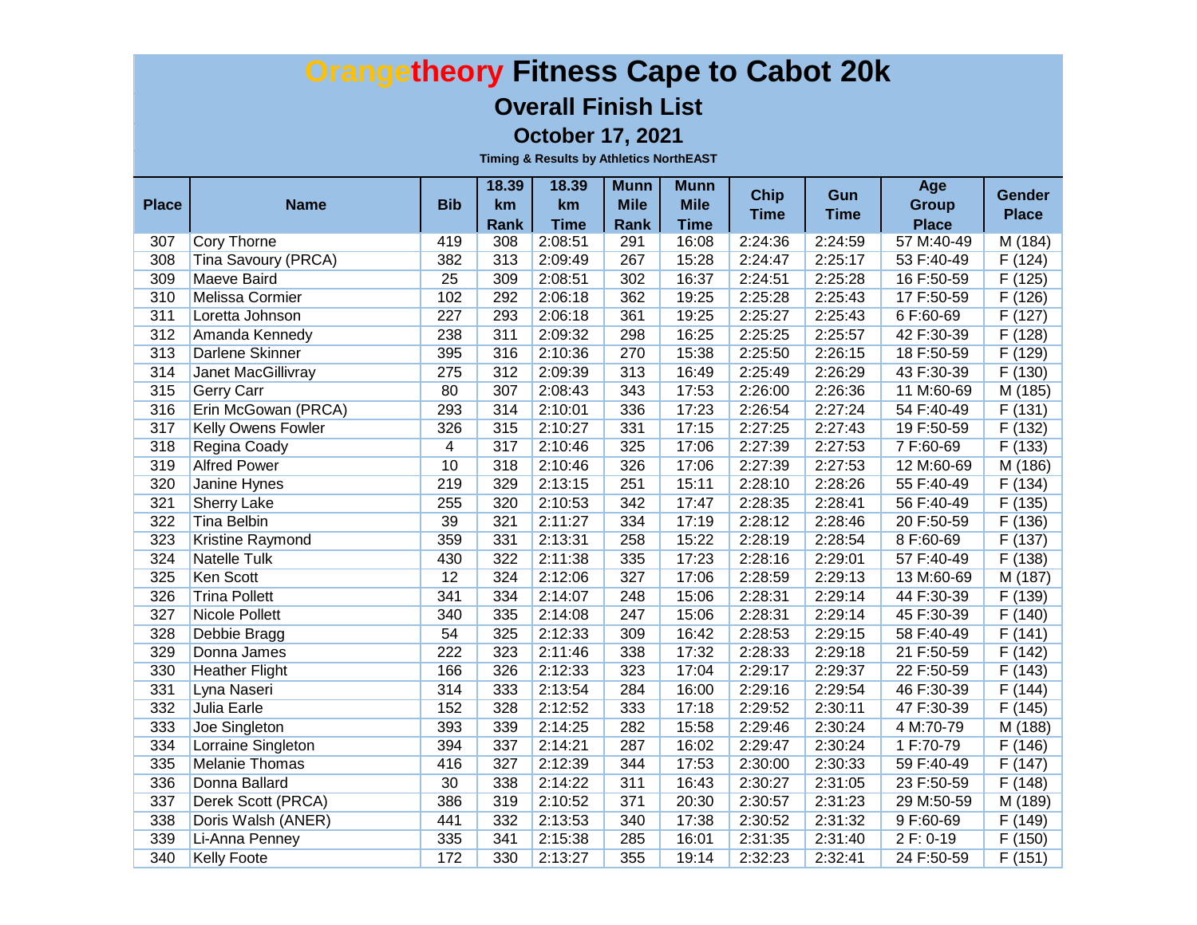# Orangetheory Fitness Cape to Cabot 20k

## Overall Finish List

### October 17, 2021

**Timing & Results by Athletics NorthEAST**

| Place | Name | Bib | 18.39 km Rank | 18.39 km Time | Munn Mile Rank | Munn Mile Time | Chip Time | Gun Time | Age Group Place | Gender Place |
|---|---|---|---|---|---|---|---|---|---|---|
| 307 | Cory Thorne | 419 | 308 | 2:08:51 | 291 | 16:08 | 2:24:36 | 2:24:59 | 57 M:40-49 | M (184) |
| 308 | Tina Savoury (PRCA) | 382 | 313 | 2:09:49 | 267 | 15:28 | 2:24:47 | 2:25:17 | 53 F:40-49 | F (124) |
| 309 | Maeve Baird | 25 | 309 | 2:08:51 | 302 | 16:37 | 2:24:51 | 2:25:28 | 16 F:50-59 | F (125) |
| 310 | Melissa Cormier | 102 | 292 | 2:06:18 | 362 | 19:25 | 2:25:28 | 2:25:43 | 17 F:50-59 | F (126) |
| 311 | Loretta Johnson | 227 | 293 | 2:06:18 | 361 | 19:25 | 2:25:27 | 2:25:43 | 6 F:60-69 | F (127) |
| 312 | Amanda Kennedy | 238 | 311 | 2:09:32 | 298 | 16:25 | 2:25:25 | 2:25:57 | 42 F:30-39 | F (128) |
| 313 | Darlene Skinner | 395 | 316 | 2:10:36 | 270 | 15:38 | 2:25:50 | 2:26:15 | 18 F:50-59 | F (129) |
| 314 | Janet MacGillivray | 275 | 312 | 2:09:39 | 313 | 16:49 | 2:25:49 | 2:26:29 | 43 F:30-39 | F (130) |
| 315 | Gerry Carr | 80 | 307 | 2:08:43 | 343 | 17:53 | 2:26:00 | 2:26:36 | 11 M:60-69 | M (185) |
| 316 | Erin McGowan (PRCA) | 293 | 314 | 2:10:01 | 336 | 17:23 | 2:26:54 | 2:27:24 | 54 F:40-49 | F (131) |
| 317 | Kelly Owens Fowler | 326 | 315 | 2:10:27 | 331 | 17:15 | 2:27:25 | 2:27:43 | 19 F:50-59 | F (132) |
| 318 | Regina Coady | 4 | 317 | 2:10:46 | 325 | 17:06 | 2:27:39 | 2:27:53 | 7 F:60-69 | F (133) |
| 319 | Alfred Power | 10 | 318 | 2:10:46 | 326 | 17:06 | 2:27:39 | 2:27:53 | 12 M:60-69 | M (186) |
| 320 | Janine Hynes | 219 | 329 | 2:13:15 | 251 | 15:11 | 2:28:10 | 2:28:26 | 55 F:40-49 | F (134) |
| 321 | Sherry Lake | 255 | 320 | 2:10:53 | 342 | 17:47 | 2:28:35 | 2:28:41 | 56 F:40-49 | F (135) |
| 322 | Tina Belbin | 39 | 321 | 2:11:27 | 334 | 17:19 | 2:28:12 | 2:28:46 | 20 F:50-59 | F (136) |
| 323 | Kristine Raymond | 359 | 331 | 2:13:31 | 258 | 15:22 | 2:28:19 | 2:28:54 | 8 F:60-69 | F (137) |
| 324 | Natelle Tulk | 430 | 322 | 2:11:38 | 335 | 17:23 | 2:28:16 | 2:29:01 | 57 F:40-49 | F (138) |
| 325 | Ken Scott | 12 | 324 | 2:12:06 | 327 | 17:06 | 2:28:59 | 2:29:13 | 13 M:60-69 | M (187) |
| 326 | Trina Pollett | 341 | 334 | 2:14:07 | 248 | 15:06 | 2:28:31 | 2:29:14 | 44 F:30-39 | F (139) |
| 327 | Nicole Pollett | 340 | 335 | 2:14:08 | 247 | 15:06 | 2:28:31 | 2:29:14 | 45 F:30-39 | F (140) |
| 328 | Debbie Bragg | 54 | 325 | 2:12:33 | 309 | 16:42 | 2:28:53 | 2:29:15 | 58 F:40-49 | F (141) |
| 329 | Donna James | 222 | 323 | 2:11:46 | 338 | 17:32 | 2:28:33 | 2:29:18 | 21 F:50-59 | F (142) |
| 330 | Heather Flight | 166 | 326 | 2:12:33 | 323 | 17:04 | 2:29:17 | 2:29:37 | 22 F:50-59 | F (143) |
| 331 | Lyna Naseri | 314 | 333 | 2:13:54 | 284 | 16:00 | 2:29:16 | 2:29:54 | 46 F:30-39 | F (144) |
| 332 | Julia Earle | 152 | 328 | 2:12:52 | 333 | 17:18 | 2:29:52 | 2:30:11 | 47 F:30-39 | F (145) |
| 333 | Joe Singleton | 393 | 339 | 2:14:25 | 282 | 15:58 | 2:29:46 | 2:30:24 | 4 M:70-79 | M (188) |
| 334 | Lorraine Singleton | 394 | 337 | 2:14:21 | 287 | 16:02 | 2:29:47 | 2:30:24 | 1 F:70-79 | F (146) |
| 335 | Melanie Thomas | 416 | 327 | 2:12:39 | 344 | 17:53 | 2:30:00 | 2:30:33 | 59 F:40-49 | F (147) |
| 336 | Donna Ballard | 30 | 338 | 2:14:22 | 311 | 16:43 | 2:30:27 | 2:31:05 | 23 F:50-59 | F (148) |
| 337 | Derek Scott (PRCA) | 386 | 319 | 2:10:52 | 371 | 20:30 | 2:30:57 | 2:31:23 | 29 M:50-59 | M (189) |
| 338 | Doris Walsh (ANER) | 441 | 332 | 2:13:53 | 340 | 17:38 | 2:30:52 | 2:31:32 | 9 F:60-69 | F (149) |
| 339 | Li-Anna Penney | 335 | 341 | 2:15:38 | 285 | 16:01 | 2:31:35 | 2:31:40 | 2 F: 0-19 | F (150) |
| 340 | Kelly Foote | 172 | 330 | 2:13:27 | 355 | 19:14 | 2:32:23 | 2:32:41 | 24 F:50-59 | F (151) |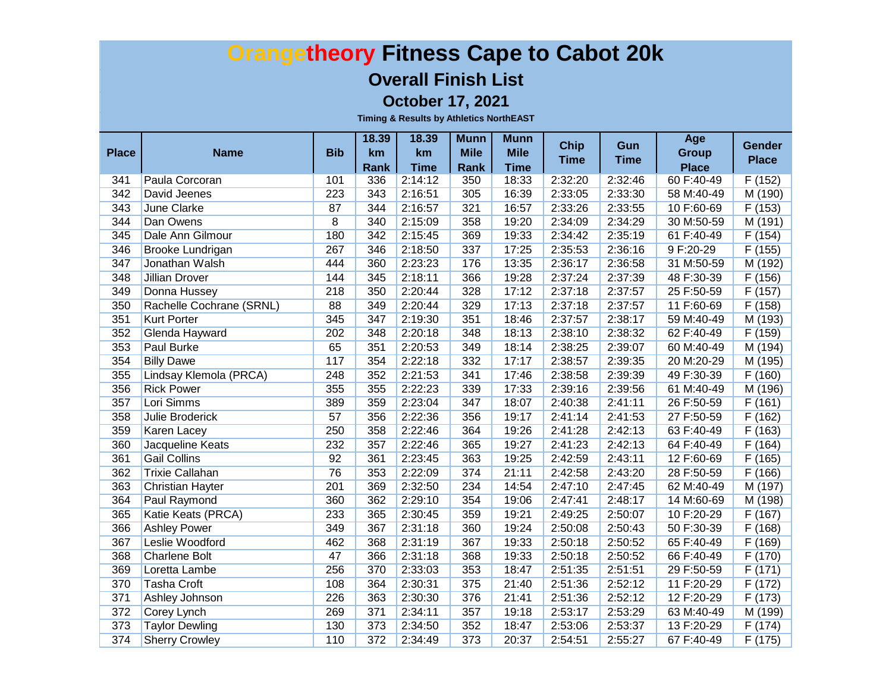# Orangetheory Fitness Cape to Cabot 20k

## Overall Finish List

### October 17, 2021

**Timing & Results by Athletics NorthEAST**

| Place | Name | Bib | 18.39 km Rank | 18.39 km Time | Munn Mile Rank | Munn Mile Time | Chip Time | Gun Time | Age Group Place | Gender Place |
|---|---|---|---|---|---|---|---|---|---|---|
| 341 | Paula Corcoran | 101 | 336 | 2:14:12 | 350 | 18:33 | 2:32:20 | 2:32:46 | 60 F:40-49 | F (152) |
| 342 | David Jeenes | 223 | 343 | 2:16:51 | 305 | 16:39 | 2:33:05 | 2:33:30 | 58 M:40-49 | M (190) |
| 343 | June Clarke | 87 | 344 | 2:16:57 | 321 | 16:57 | 2:33:26 | 2:33:55 | 10 F:60-69 | F (153) |
| 344 | Dan Owens | 8 | 340 | 2:15:09 | 358 | 19:20 | 2:34:09 | 2:34:29 | 30 M:50-59 | M (191) |
| 345 | Dale Ann Gilmour | 180 | 342 | 2:15:45 | 369 | 19:33 | 2:34:42 | 2:35:19 | 61 F:40-49 | F (154) |
| 346 | Brooke Lundrigan | 267 | 346 | 2:18:50 | 337 | 17:25 | 2:35:53 | 2:36:16 | 9 F:20-29 | F (155) |
| 347 | Jonathan Walsh | 444 | 360 | 2:23:23 | 176 | 13:35 | 2:36:17 | 2:36:58 | 31 M:50-59 | M (192) |
| 348 | Jillian Drover | 144 | 345 | 2:18:11 | 366 | 19:28 | 2:37:24 | 2:37:39 | 48 F:30-39 | F (156) |
| 349 | Donna Hussey | 218 | 350 | 2:20:44 | 328 | 17:12 | 2:37:18 | 2:37:57 | 25 F:50-59 | F (157) |
| 350 | Rachelle Cochrane (SRNL) | 88 | 349 | 2:20:44 | 329 | 17:13 | 2:37:18 | 2:37:57 | 11 F:60-69 | F (158) |
| 351 | Kurt Porter | 345 | 347 | 2:19:30 | 351 | 18:46 | 2:37:57 | 2:38:17 | 59 M:40-49 | M (193) |
| 352 | Glenda Hayward | 202 | 348 | 2:20:18 | 348 | 18:13 | 2:38:10 | 2:38:32 | 62 F:40-49 | F (159) |
| 353 | Paul Burke | 65 | 351 | 2:20:53 | 349 | 18:14 | 2:38:25 | 2:39:07 | 60 M:40-49 | M (194) |
| 354 | Billy Dawe | 117 | 354 | 2:22:18 | 332 | 17:17 | 2:38:57 | 2:39:35 | 20 M:20-29 | M (195) |
| 355 | Lindsay Klemola (PRCA) | 248 | 352 | 2:21:53 | 341 | 17:46 | 2:38:58 | 2:39:39 | 49 F:30-39 | F (160) |
| 356 | Rick Power | 355 | 355 | 2:22:23 | 339 | 17:33 | 2:39:16 | 2:39:56 | 61 M:40-49 | M (196) |
| 357 | Lori Simms | 389 | 359 | 2:23:04 | 347 | 18:07 | 2:40:38 | 2:41:11 | 26 F:50-59 | F (161) |
| 358 | Julie Broderick | 57 | 356 | 2:22:36 | 356 | 19:17 | 2:41:14 | 2:41:53 | 27 F:50-59 | F (162) |
| 359 | Karen Lacey | 250 | 358 | 2:22:46 | 364 | 19:26 | 2:41:28 | 2:42:13 | 63 F:40-49 | F (163) |
| 360 | Jacqueline Keats | 232 | 357 | 2:22:46 | 365 | 19:27 | 2:41:23 | 2:42:13 | 64 F:40-49 | F (164) |
| 361 | Gail Collins | 92 | 361 | 2:23:45 | 363 | 19:25 | 2:42:59 | 2:43:11 | 12 F:60-69 | F (165) |
| 362 | Trixie Callahan | 76 | 353 | 2:22:09 | 374 | 21:11 | 2:42:58 | 2:43:20 | 28 F:50-59 | F (166) |
| 363 | Christian Hayter | 201 | 369 | 2:32:50 | 234 | 14:54 | 2:47:10 | 2:47:45 | 62 M:40-49 | M (197) |
| 364 | Paul Raymond | 360 | 362 | 2:29:10 | 354 | 19:06 | 2:47:41 | 2:48:17 | 14 M:60-69 | M (198) |
| 365 | Katie Keats (PRCA) | 233 | 365 | 2:30:45 | 359 | 19:21 | 2:49:25 | 2:50:07 | 10 F:20-29 | F (167) |
| 366 | Ashley Power | 349 | 367 | 2:31:18 | 360 | 19:24 | 2:50:08 | 2:50:43 | 50 F:30-39 | F (168) |
| 367 | Leslie Woodford | 462 | 368 | 2:31:19 | 367 | 19:33 | 2:50:18 | 2:50:52 | 65 F:40-49 | F (169) |
| 368 | Charlene Bolt | 47 | 366 | 2:31:18 | 368 | 19:33 | 2:50:18 | 2:50:52 | 66 F:40-49 | F (170) |
| 369 | Loretta Lambe | 256 | 370 | 2:33:03 | 353 | 18:47 | 2:51:35 | 2:51:51 | 29 F:50-59 | F (171) |
| 370 | Tasha Croft | 108 | 364 | 2:30:31 | 375 | 21:40 | 2:51:36 | 2:52:12 | 11 F:20-29 | F (172) |
| 371 | Ashley Johnson | 226 | 363 | 2:30:30 | 376 | 21:41 | 2:51:36 | 2:52:12 | 12 F:20-29 | F (173) |
| 372 | Corey Lynch | 269 | 371 | 2:34:11 | 357 | 19:18 | 2:53:17 | 2:53:29 | 63 M:40-49 | M (199) |
| 373 | Taylor Dewling | 130 | 373 | 2:34:50 | 352 | 18:47 | 2:53:06 | 2:53:37 | 13 F:20-29 | F (174) |
| 374 | Sherry Crowley | 110 | 372 | 2:34:49 | 373 | 20:37 | 2:54:51 | 2:55:27 | 67 F:40-49 | F (175) |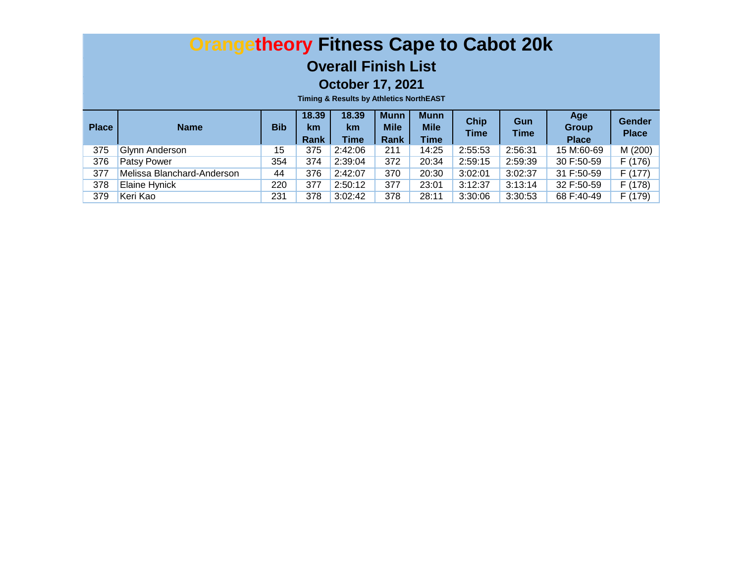# Orangetheory Fitness Cape to Cabot 20k

## Overall Finish List

## October 17, 2021

**Timing & Results by Athletics NorthEAST**

| Place | Name | Bib | 18.39 km Rank | 18.39 km Time | Munn Mile Rank | Munn Mile Time | Chip Time | Gun Time | Age Group Place | Gender Place |
|---|---|---|---|---|---|---|---|---|---|---|
| 375 | Glynn Anderson | 15 | 375 | 2:42:06 | 211 | 14:25 | 2:55:53 | 2:56:31 | 15 M:60-69 | M (200) |
| 376 | Patsy Power | 354 | 374 | 2:39:04 | 372 | 20:34 | 2:59:15 | 2:59:39 | 30 F:50-59 | F (176) |
| 377 | Melissa Blanchard-Anderson | 44 | 376 | 2:42:07 | 370 | 20:30 | 3:02:01 | 3:02:37 | 31 F:50-59 | F (177) |
| 378 | Elaine Hynick | 220 | 377 | 2:50:12 | 377 | 23:01 | 3:12:37 | 3:13:14 | 32 F:50-59 | F (178) |
| 379 | Keri Kao | 231 | 378 | 3:02:42 | 378 | 28:11 | 3:30:06 | 3:30:53 | 68 F:40-49 | F (179) |